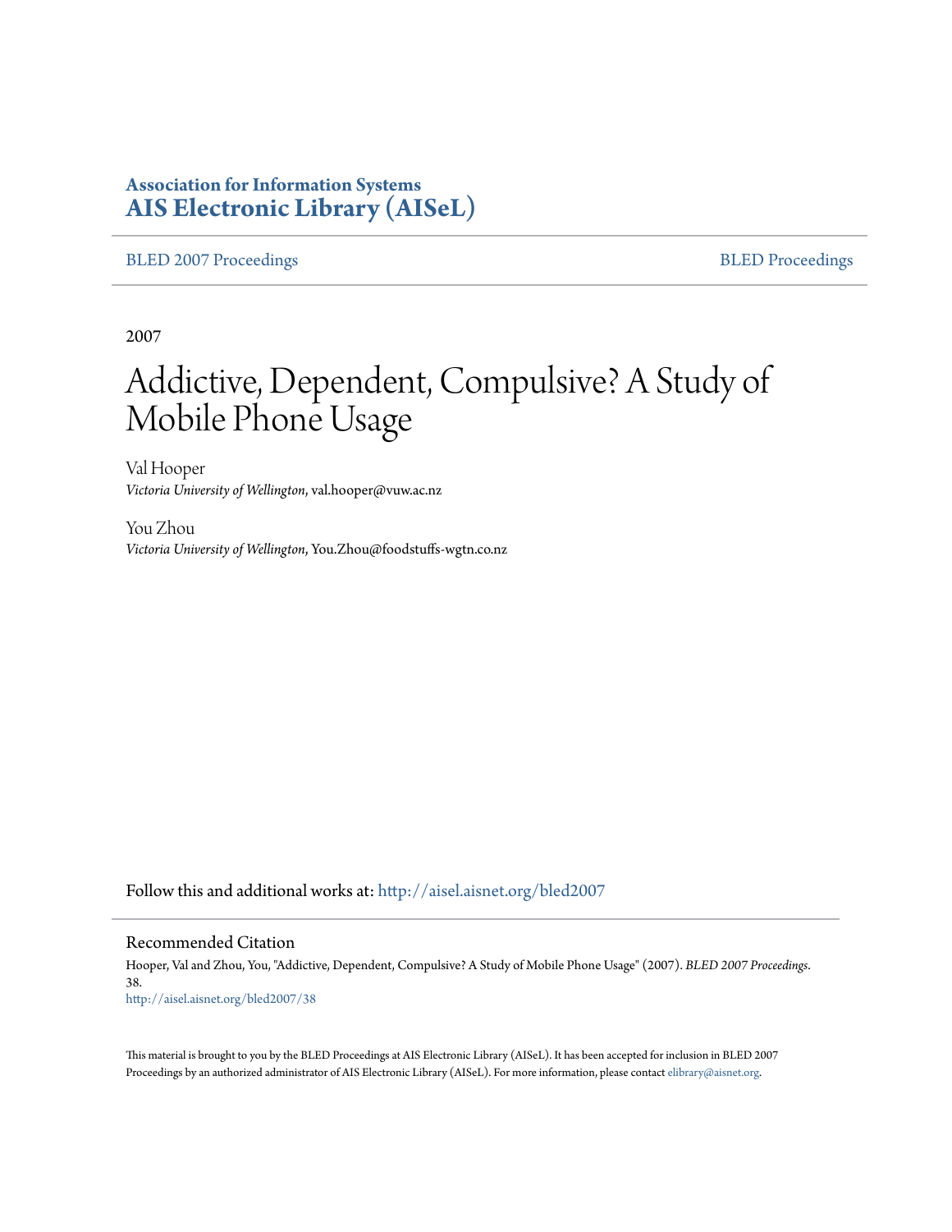**Association for Information Systems**
**AIS Electronic Library (AISeL)**

BLED 2007 Proceedings | BLED Proceedings

2007

# Addictive, Dependent, Compulsive? A Study of Mobile Phone Usage

Val Hooper
*Victoria University of Wellington*, val.hooper@vuw.ac.nz

You Zhou
*Victoria University of Wellington*, You.Zhou@foodstuffs-wgtn.co.nz

Follow this and additional works at: http://aisel.aisnet.org/bled2007

## Recommended Citation

Hooper, Val and Zhou, You, "Addictive, Dependent, Compulsive? A Study of Mobile Phone Usage" (2007). *BLED 2007 Proceedings*. 38.
http://aisel.aisnet.org/bled2007/38

This material is brought to you by the BLED Proceedings at AIS Electronic Library (AISeL). It has been accepted for inclusion in BLED 2007 Proceedings by an authorized administrator of AIS Electronic Library (AISeL). For more information, please contact elibrary@aisnet.org.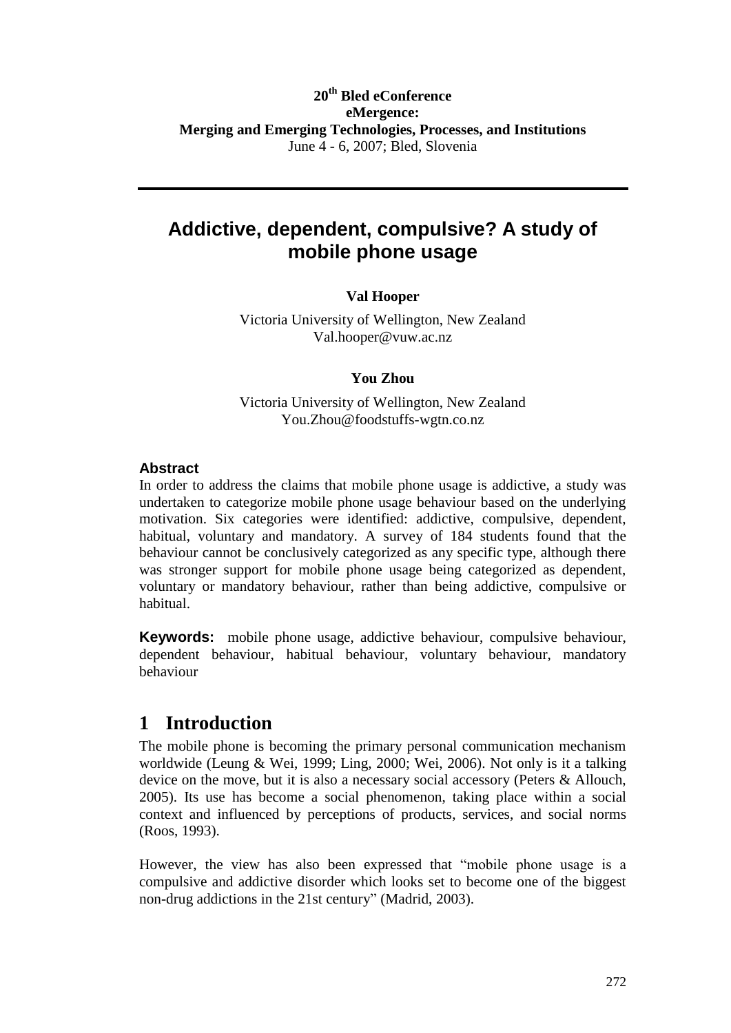**20th Bled eConference**
**eMergence:**
**Merging and Emerging Technologies, Processes, and Institutions**
June 4 - 6, 2007; Bled, Slovenia

# Addictive, dependent, compulsive? A study of mobile phone usage

**Val Hooper**

Victoria University of Wellington, New Zealand
Val.hooper@vuw.ac.nz

**You Zhou**

Victoria University of Wellington, New Zealand
You.Zhou@foodstuffs-wgtn.co.nz

### Abstract

In order to address the claims that mobile phone usage is addictive, a study was undertaken to categorize mobile phone usage behaviour based on the underlying motivation. Six categories were identified: addictive, compulsive, dependent, habitual, voluntary and mandatory. A survey of 184 students found that the behaviour cannot be conclusively categorized as any specific type, although there was stronger support for mobile phone usage being categorized as dependent, voluntary or mandatory behaviour, rather than being addictive, compulsive or habitual.

**Keywords:** mobile phone usage, addictive behaviour, compulsive behaviour, dependent behaviour, habitual behaviour, voluntary behaviour, mandatory behaviour

## 1 Introduction

The mobile phone is becoming the primary personal communication mechanism worldwide (Leung & Wei, 1999; Ling, 2000; Wei, 2006). Not only is it a talking device on the move, but it is also a necessary social accessory (Peters & Allouch, 2005). Its use has become a social phenomenon, taking place within a social context and influenced by perceptions of products, services, and social norms (Roos, 1993).

However, the view has also been expressed that "mobile phone usage is a compulsive and addictive disorder which looks set to become one of the biggest non-drug addictions in the 21st century" (Madrid, 2003).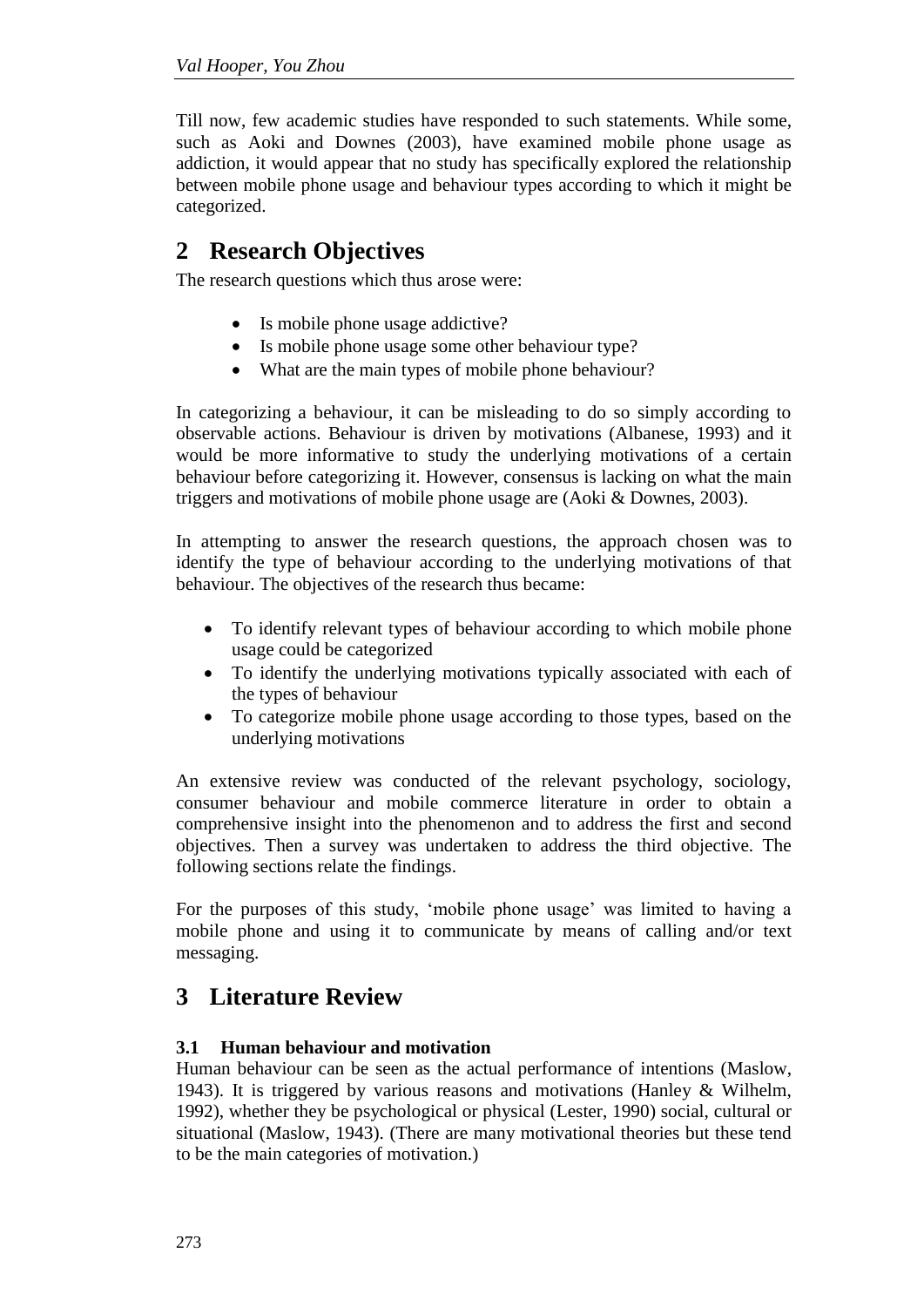Till now, few academic studies have responded to such statements. While some, such as Aoki and Downes (2003), have examined mobile phone usage as addiction, it would appear that no study has specifically explored the relationship between mobile phone usage and behaviour types according to which it might be categorized.

## 2 Research Objectives

The research questions which thus arose were:

- Is mobile phone usage addictive?
- Is mobile phone usage some other behaviour type?
- What are the main types of mobile phone behaviour?

In categorizing a behaviour, it can be misleading to do so simply according to observable actions. Behaviour is driven by motivations (Albanese, 1993) and it would be more informative to study the underlying motivations of a certain behaviour before categorizing it. However, consensus is lacking on what the main triggers and motivations of mobile phone usage are (Aoki & Downes, 2003).

In attempting to answer the research questions, the approach chosen was to identify the type of behaviour according to the underlying motivations of that behaviour. The objectives of the research thus became:

- To identify relevant types of behaviour according to which mobile phone usage could be categorized
- To identify the underlying motivations typically associated with each of the types of behaviour
- To categorize mobile phone usage according to those types, based on the underlying motivations

An extensive review was conducted of the relevant psychology, sociology, consumer behaviour and mobile commerce literature in order to obtain a comprehensive insight into the phenomenon and to address the first and second objectives. Then a survey was undertaken to address the third objective. The following sections relate the findings.

For the purposes of this study, 'mobile phone usage' was limited to having a mobile phone and using it to communicate by means of calling and/or text messaging.

## 3 Literature Review

### 3.1 Human behaviour and motivation

Human behaviour can be seen as the actual performance of intentions (Maslow, 1943). It is triggered by various reasons and motivations (Hanley & Wilhelm, 1992), whether they be psychological or physical (Lester, 1990) social, cultural or situational (Maslow, 1943). (There are many motivational theories but these tend to be the main categories of motivation.)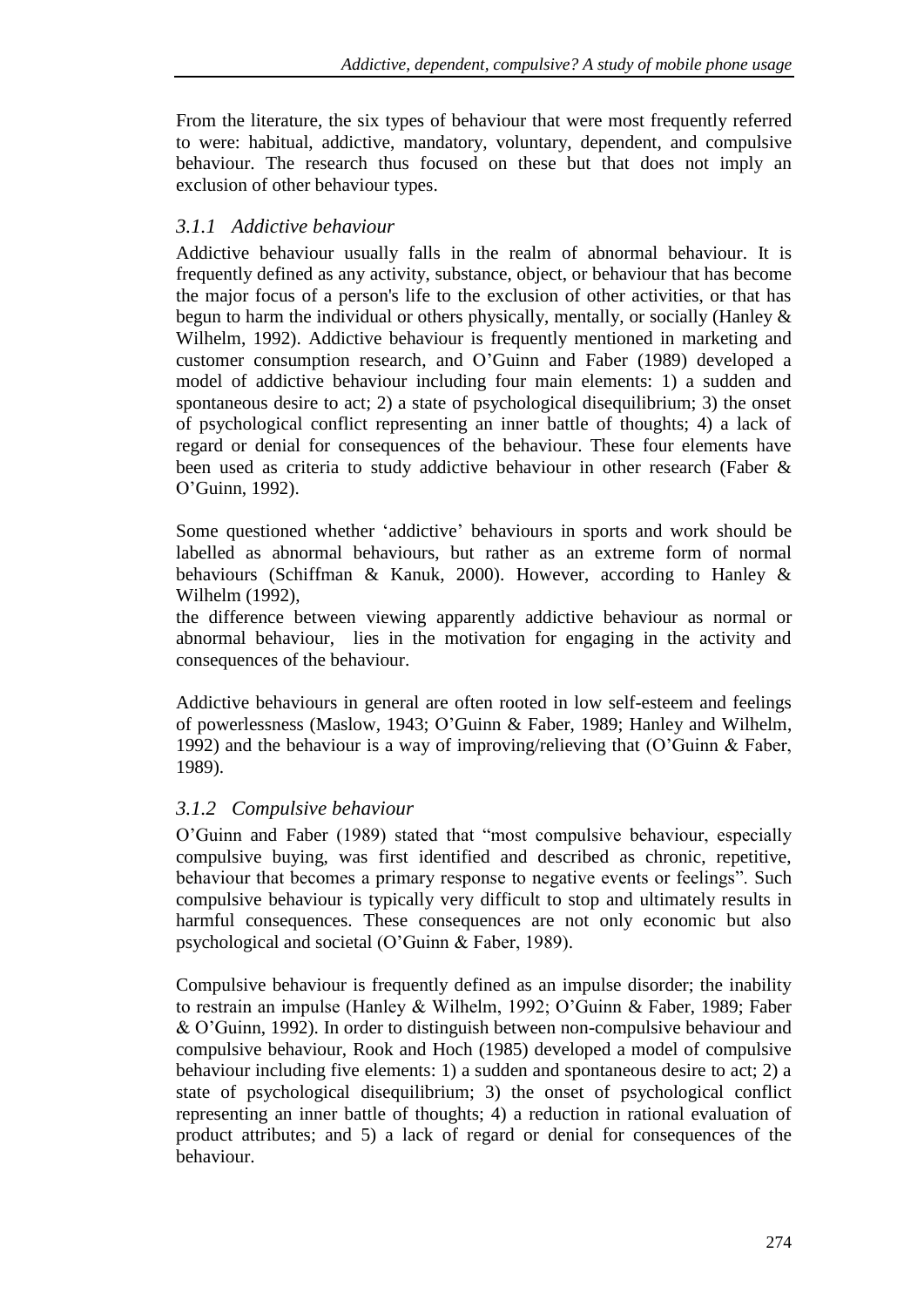From the literature, the six types of behaviour that were most frequently referred to were: habitual, addictive, mandatory, voluntary, dependent, and compulsive behaviour. The research thus focused on these but that does not imply an exclusion of other behaviour types.

### *3.1.1 Addictive behaviour*

Addictive behaviour usually falls in the realm of abnormal behaviour. It is frequently defined as any activity, substance, object, or behaviour that has become the major focus of a person's life to the exclusion of other activities, or that has begun to harm the individual or others physically, mentally, or socially (Hanley & Wilhelm, 1992). Addictive behaviour is frequently mentioned in marketing and customer consumption research, and O'Guinn and Faber (1989) developed a model of addictive behaviour including four main elements: 1) a sudden and spontaneous desire to act; 2) a state of psychological disequilibrium; 3) the onset of psychological conflict representing an inner battle of thoughts; 4) a lack of regard or denial for consequences of the behaviour. These four elements have been used as criteria to study addictive behaviour in other research (Faber & O'Guinn, 1992).

Some questioned whether 'addictive' behaviours in sports and work should be labelled as abnormal behaviours, but rather as an extreme form of normal behaviours (Schiffman & Kanuk, 2000). However, according to Hanley & Wilhelm (1992),
the difference between viewing apparently addictive behaviour as normal or abnormal behaviour, lies in the motivation for engaging in the activity and consequences of the behaviour.

Addictive behaviours in general are often rooted in low self-esteem and feelings of powerlessness (Maslow, 1943; O'Guinn & Faber, 1989; Hanley and Wilhelm, 1992) and the behaviour is a way of improving/relieving that (O'Guinn & Faber, 1989).

### *3.1.2 Compulsive behaviour*

O'Guinn and Faber (1989) stated that "most compulsive behaviour, especially compulsive buying, was first identified and described as chronic, repetitive, behaviour that becomes a primary response to negative events or feelings". Such compulsive behaviour is typically very difficult to stop and ultimately results in harmful consequences. These consequences are not only economic but also psychological and societal (O'Guinn & Faber, 1989).

Compulsive behaviour is frequently defined as an impulse disorder; the inability to restrain an impulse (Hanley & Wilhelm, 1992; O'Guinn & Faber, 1989; Faber & O'Guinn, 1992). In order to distinguish between non-compulsive behaviour and compulsive behaviour, Rook and Hoch (1985) developed a model of compulsive behaviour including five elements: 1) a sudden and spontaneous desire to act; 2) a state of psychological disequilibrium; 3) the onset of psychological conflict representing an inner battle of thoughts; 4) a reduction in rational evaluation of product attributes; and 5) a lack of regard or denial for consequences of the behaviour.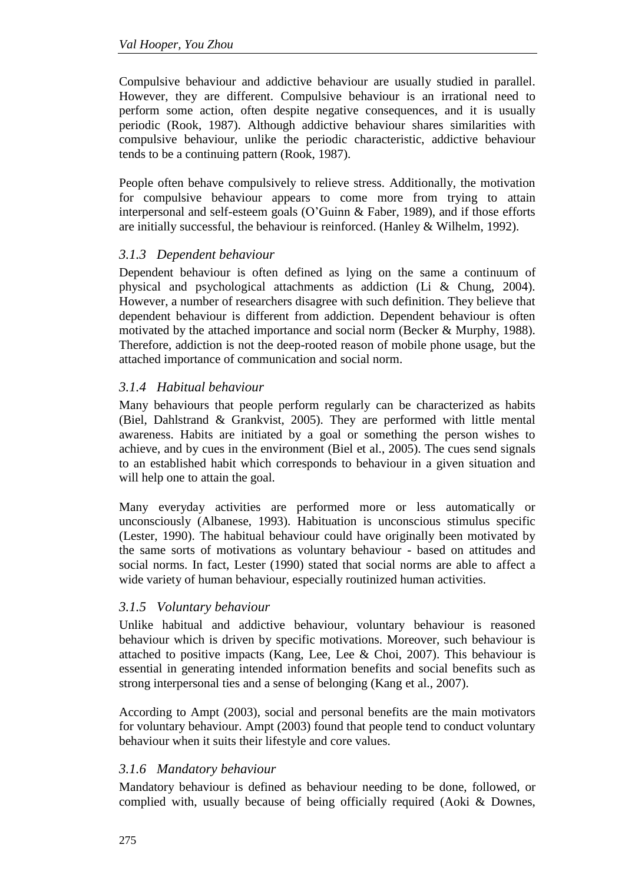Compulsive behaviour and addictive behaviour are usually studied in parallel. However, they are different. Compulsive behaviour is an irrational need to perform some action, often despite negative consequences, and it is usually periodic (Rook, 1987). Although addictive behaviour shares similarities with compulsive behaviour, unlike the periodic characteristic, addictive behaviour tends to be a continuing pattern (Rook, 1987).

People often behave compulsively to relieve stress. Additionally, the motivation for compulsive behaviour appears to come more from trying to attain interpersonal and self-esteem goals (O'Guinn & Faber, 1989), and if those efforts are initially successful, the behaviour is reinforced. (Hanley & Wilhelm, 1992).

### *3.1.3 Dependent behaviour*

Dependent behaviour is often defined as lying on the same a continuum of physical and psychological attachments as addiction (Li & Chung, 2004). However, a number of researchers disagree with such definition. They believe that dependent behaviour is different from addiction. Dependent behaviour is often motivated by the attached importance and social norm (Becker & Murphy, 1988). Therefore, addiction is not the deep-rooted reason of mobile phone usage, but the attached importance of communication and social norm.

### *3.1.4 Habitual behaviour*

Many behaviours that people perform regularly can be characterized as habits (Biel, Dahlstrand & Grankvist, 2005). They are performed with little mental awareness. Habits are initiated by a goal or something the person wishes to achieve, and by cues in the environment (Biel et al., 2005). The cues send signals to an established habit which corresponds to behaviour in a given situation and will help one to attain the goal.

Many everyday activities are performed more or less automatically or unconsciously (Albanese, 1993). Habituation is unconscious stimulus specific (Lester, 1990). The habitual behaviour could have originally been motivated by the same sorts of motivations as voluntary behaviour - based on attitudes and social norms. In fact, Lester (1990) stated that social norms are able to affect a wide variety of human behaviour, especially routinized human activities.

### *3.1.5 Voluntary behaviour*

Unlike habitual and addictive behaviour, voluntary behaviour is reasoned behaviour which is driven by specific motivations. Moreover, such behaviour is attached to positive impacts (Kang, Lee, Lee & Choi, 2007). This behaviour is essential in generating intended information benefits and social benefits such as strong interpersonal ties and a sense of belonging (Kang et al., 2007).

According to Ampt (2003), social and personal benefits are the main motivators for voluntary behaviour. Ampt (2003) found that people tend to conduct voluntary behaviour when it suits their lifestyle and core values.

### *3.1.6 Mandatory behaviour*

Mandatory behaviour is defined as behaviour needing to be done, followed, or complied with, usually because of being officially required (Aoki & Downes,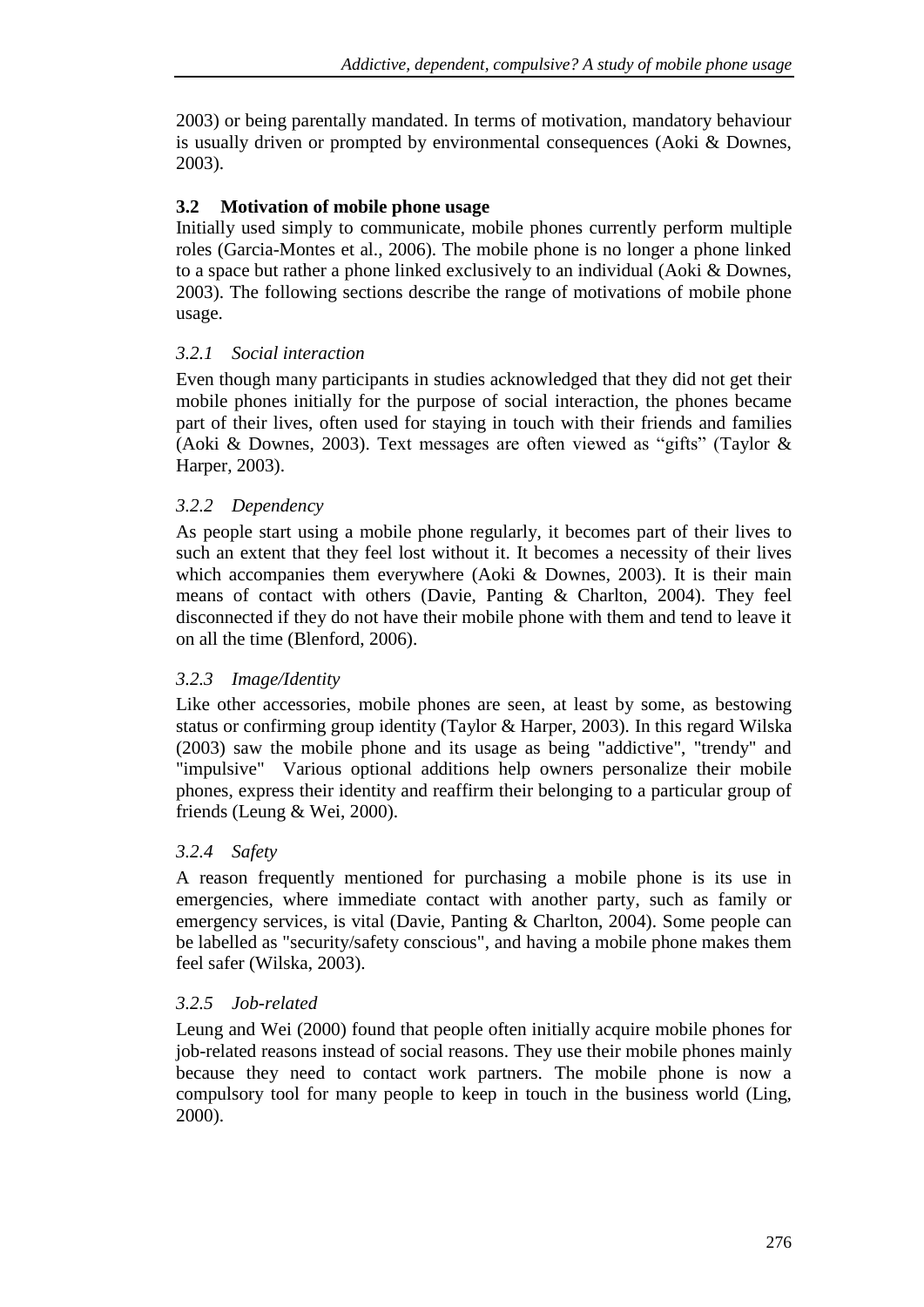2003) or being parentally mandated. In terms of motivation, mandatory behaviour is usually driven or prompted by environmental consequences (Aoki & Downes, 2003).

## 3.2 Motivation of mobile phone usage

Initially used simply to communicate, mobile phones currently perform multiple roles (Garcia-Montes et al., 2006). The mobile phone is no longer a phone linked to a space but rather a phone linked exclusively to an individual (Aoki & Downes, 2003). The following sections describe the range of motivations of mobile phone usage.

### *3.2.1 Social interaction*

Even though many participants in studies acknowledged that they did not get their mobile phones initially for the purpose of social interaction, the phones became part of their lives, often used for staying in touch with their friends and families (Aoki & Downes, 2003). Text messages are often viewed as "gifts" (Taylor & Harper, 2003).

### *3.2.2 Dependency*

As people start using a mobile phone regularly, it becomes part of their lives to such an extent that they feel lost without it. It becomes a necessity of their lives which accompanies them everywhere (Aoki & Downes, 2003). It is their main means of contact with others (Davie, Panting & Charlton, 2004). They feel disconnected if they do not have their mobile phone with them and tend to leave it on all the time (Blenford, 2006).

### *3.2.3 Image/Identity*

Like other accessories, mobile phones are seen, at least by some, as bestowing status or confirming group identity (Taylor & Harper, 2003). In this regard Wilska (2003) saw the mobile phone and its usage as being "addictive", "trendy" and "impulsive" Various optional additions help owners personalize their mobile phones, express their identity and reaffirm their belonging to a particular group of friends (Leung & Wei, 2000).

### *3.2.4 Safety*

A reason frequently mentioned for purchasing a mobile phone is its use in emergencies, where immediate contact with another party, such as family or emergency services, is vital (Davie, Panting & Charlton, 2004). Some people can be labelled as "security/safety conscious", and having a mobile phone makes them feel safer (Wilska, 2003).

### *3.2.5 Job-related*

Leung and Wei (2000) found that people often initially acquire mobile phones for job-related reasons instead of social reasons. They use their mobile phones mainly because they need to contact work partners. The mobile phone is now a compulsory tool for many people to keep in touch in the business world (Ling, 2000).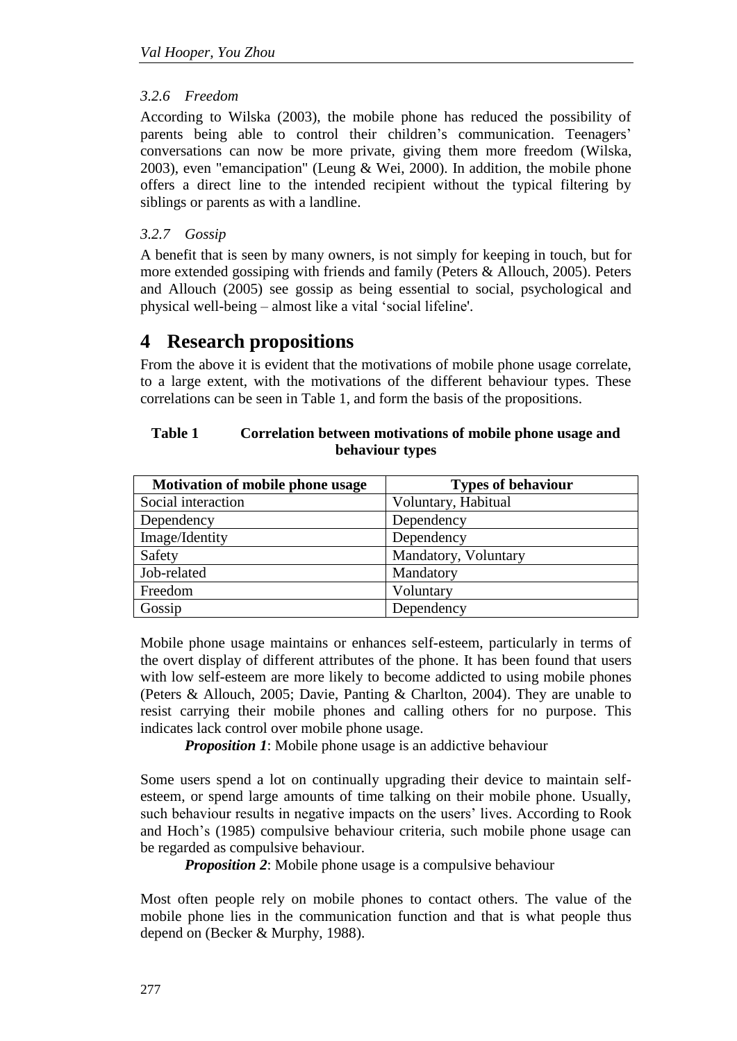#### 3.2.6 Freedom

According to Wilska (2003), the mobile phone has reduced the possibility of parents being able to control their children's communication. Teenagers' conversations can now be more private, giving them more freedom (Wilska, 2003), even "emancipation" (Leung & Wei, 2000). In addition, the mobile phone offers a direct line to the intended recipient without the typical filtering by siblings or parents as with a landline.

#### 3.2.7 Gossip

A benefit that is seen by many owners, is not simply for keeping in touch, but for more extended gossiping with friends and family (Peters & Allouch, 2005). Peters and Allouch (2005) see gossip as being essential to social, psychological and physical well-being – almost like a vital 'social lifeline'.

# 4 Research propositions

From the above it is evident that the motivations of mobile phone usage correlate, to a large extent, with the motivations of the different behaviour types. These correlations can be seen in Table 1, and form the basis of the propositions.

**Table 1 Correlation between motivations of mobile phone usage and behaviour types**

| Motivation of mobile phone usage | Types of behaviour |
|---|---|
| Social interaction | Voluntary, Habitual |
| Dependency | Dependency |
| Image/Identity | Dependency |
| Safety | Mandatory, Voluntary |
| Job-related | Mandatory |
| Freedom | Voluntary |
| Gossip | Dependency |

Mobile phone usage maintains or enhances self-esteem, particularly in terms of the overt display of different attributes of the phone. It has been found that users with low self-esteem are more likely to become addicted to using mobile phones (Peters & Allouch, 2005; Davie, Panting & Charlton, 2004). They are unable to resist carrying their mobile phones and calling others for no purpose. This indicates lack control over mobile phone usage.

***Proposition 1***: Mobile phone usage is an addictive behaviour

Some users spend a lot on continually upgrading their device to maintain self-esteem, or spend large amounts of time talking on their mobile phone. Usually, such behaviour results in negative impacts on the users' lives. According to Rook and Hoch's (1985) compulsive behaviour criteria, such mobile phone usage can be regarded as compulsive behaviour.

***Proposition 2***: Mobile phone usage is a compulsive behaviour

Most often people rely on mobile phones to contact others. The value of the mobile phone lies in the communication function and that is what people thus depend on (Becker & Murphy, 1988).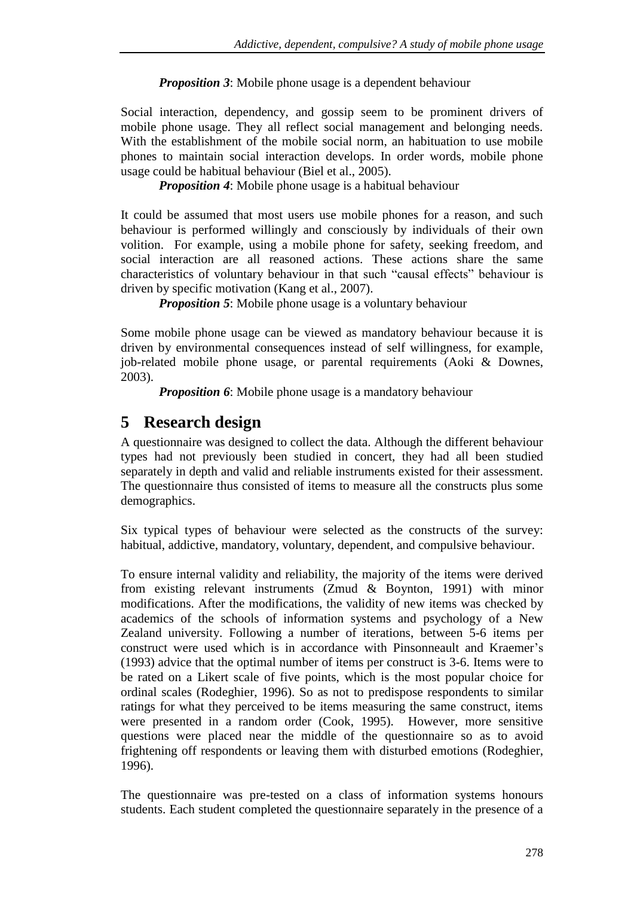***Proposition 3***: Mobile phone usage is a dependent behaviour

Social interaction, dependency, and gossip seem to be prominent drivers of mobile phone usage. They all reflect social management and belonging needs. With the establishment of the mobile social norm, an habituation to use mobile phones to maintain social interaction develops. In order words, mobile phone usage could be habitual behaviour (Biel et al., 2005).

***Proposition 4***: Mobile phone usage is a habitual behaviour

It could be assumed that most users use mobile phones for a reason, and such behaviour is performed willingly and consciously by individuals of their own volition. For example, using a mobile phone for safety, seeking freedom, and social interaction are all reasoned actions. These actions share the same characteristics of voluntary behaviour in that such "causal effects" behaviour is driven by specific motivation (Kang et al., 2007).

***Proposition 5***: Mobile phone usage is a voluntary behaviour

Some mobile phone usage can be viewed as mandatory behaviour because it is driven by environmental consequences instead of self willingness, for example, job-related mobile phone usage, or parental requirements (Aoki & Downes, 2003).

***Proposition 6***: Mobile phone usage is a mandatory behaviour

# 5 Research design

A questionnaire was designed to collect the data. Although the different behaviour types had not previously been studied in concert, they had all been studied separately in depth and valid and reliable instruments existed for their assessment. The questionnaire thus consisted of items to measure all the constructs plus some demographics.

Six typical types of behaviour were selected as the constructs of the survey: habitual, addictive, mandatory, voluntary, dependent, and compulsive behaviour.

To ensure internal validity and reliability, the majority of the items were derived from existing relevant instruments (Zmud & Boynton, 1991) with minor modifications. After the modifications, the validity of new items was checked by academics of the schools of information systems and psychology of a New Zealand university. Following a number of iterations, between 5-6 items per construct were used which is in accordance with Pinsonneault and Kraemer's (1993) advice that the optimal number of items per construct is 3-6. Items were to be rated on a Likert scale of five points, which is the most popular choice for ordinal scales (Rodeghier, 1996). So as not to predispose respondents to similar ratings for what they perceived to be items measuring the same construct, items were presented in a random order (Cook, 1995). However, more sensitive questions were placed near the middle of the questionnaire so as to avoid frightening off respondents or leaving them with disturbed emotions (Rodeghier, 1996).

The questionnaire was pre-tested on a class of information systems honours students. Each student completed the questionnaire separately in the presence of a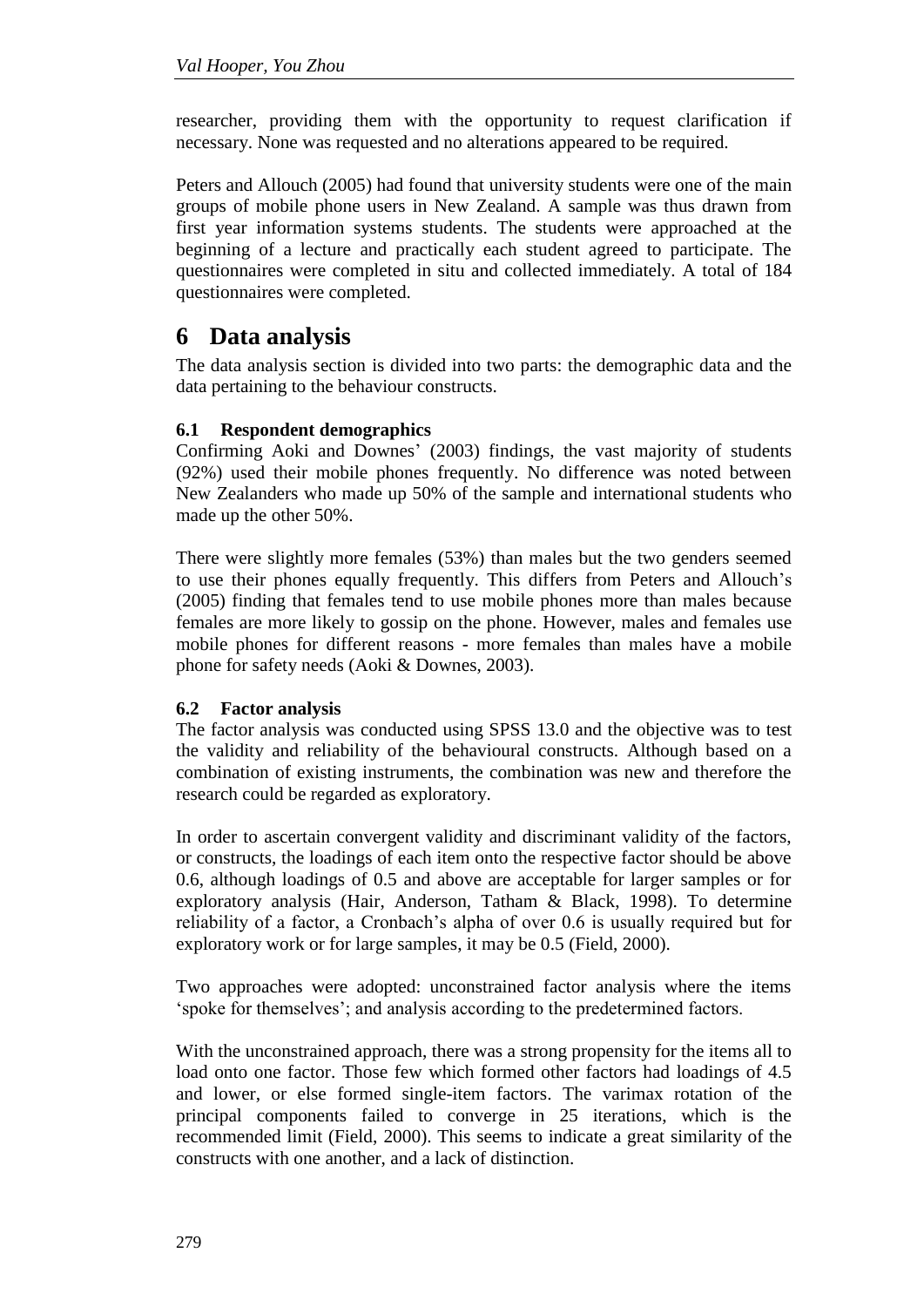researcher, providing them with the opportunity to request clarification if necessary. None was requested and no alterations appeared to be required.

Peters and Allouch (2005) had found that university students were one of the main groups of mobile phone users in New Zealand. A sample was thus drawn from first year information systems students. The students were approached at the beginning of a lecture and practically each student agreed to participate. The questionnaires were completed in situ and collected immediately. A total of 184 questionnaires were completed.

# 6 Data analysis

The data analysis section is divided into two parts: the demographic data and the data pertaining to the behaviour constructs.

### 6.1 Respondent demographics

Confirming Aoki and Downes' (2003) findings, the vast majority of students (92%) used their mobile phones frequently. No difference was noted between New Zealanders who made up 50% of the sample and international students who made up the other 50%.

There were slightly more females (53%) than males but the two genders seemed to use their phones equally frequently. This differs from Peters and Allouch's (2005) finding that females tend to use mobile phones more than males because females are more likely to gossip on the phone. However, males and females use mobile phones for different reasons - more females than males have a mobile phone for safety needs (Aoki & Downes, 2003).

### 6.2 Factor analysis

The factor analysis was conducted using SPSS 13.0 and the objective was to test the validity and reliability of the behavioural constructs. Although based on a combination of existing instruments, the combination was new and therefore the research could be regarded as exploratory.

In order to ascertain convergent validity and discriminant validity of the factors, or constructs, the loadings of each item onto the respective factor should be above 0.6, although loadings of 0.5 and above are acceptable for larger samples or for exploratory analysis (Hair, Anderson, Tatham & Black, 1998). To determine reliability of a factor, a Cronbach's alpha of over 0.6 is usually required but for exploratory work or for large samples, it may be 0.5 (Field, 2000).

Two approaches were adopted: unconstrained factor analysis where the items 'spoke for themselves'; and analysis according to the predetermined factors.

With the unconstrained approach, there was a strong propensity for the items all to load onto one factor. Those few which formed other factors had loadings of 4.5 and lower, or else formed single-item factors. The varimax rotation of the principal components failed to converge in 25 iterations, which is the recommended limit (Field, 2000). This seems to indicate a great similarity of the constructs with one another, and a lack of distinction.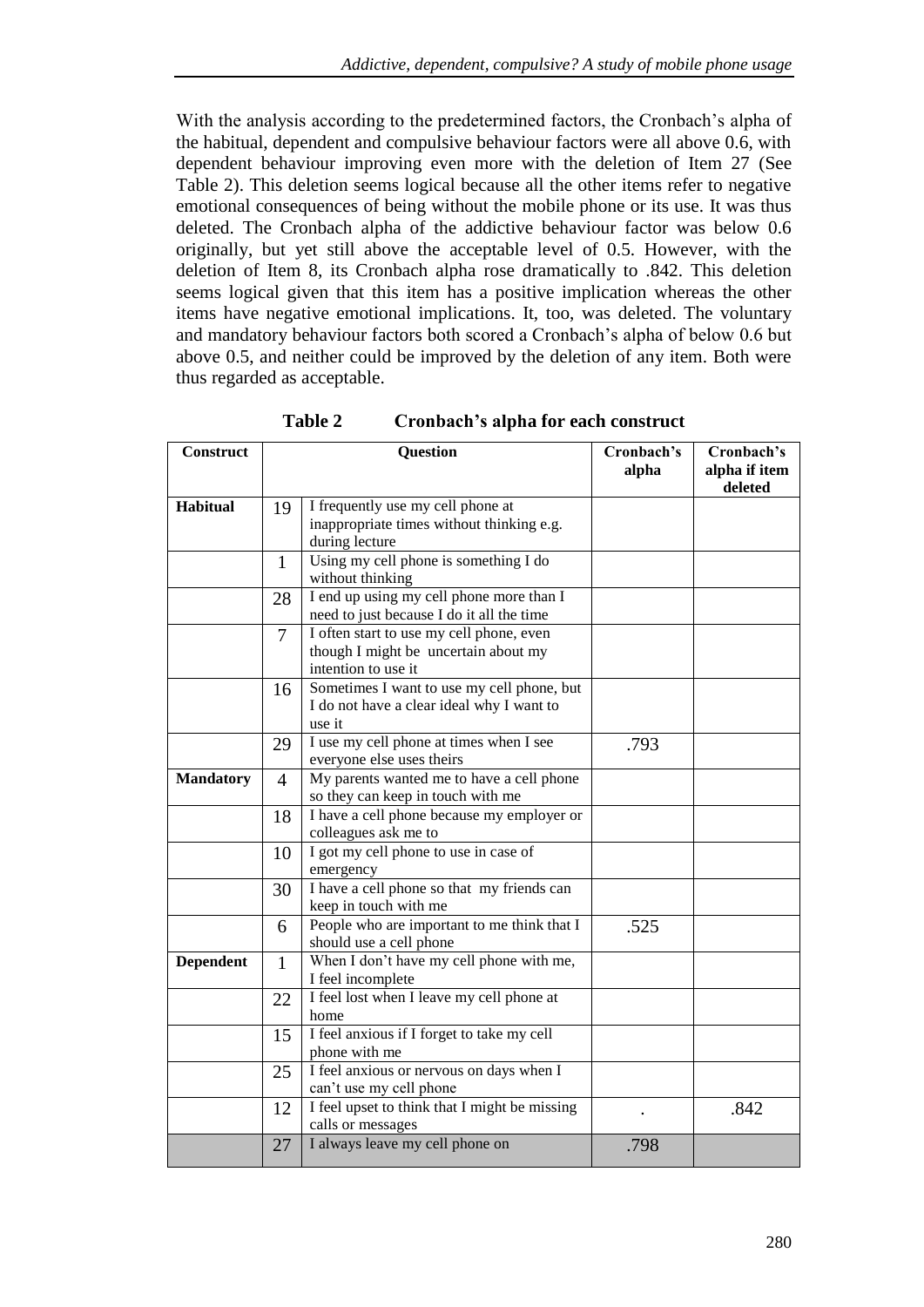With the analysis according to the predetermined factors, the Cronbach's alpha of the habitual, dependent and compulsive behaviour factors were all above 0.6, with dependent behaviour improving even more with the deletion of Item 27 (See Table 2). This deletion seems logical because all the other items refer to negative emotional consequences of being without the mobile phone or its use. It was thus deleted. The Cronbach alpha of the addictive behaviour factor was below 0.6 originally, but yet still above the acceptable level of 0.5. However, with the deletion of Item 8, its Cronbach alpha rose dramatically to .842. This deletion seems logical given that this item has a positive implication whereas the other items have negative emotional implications. It, too, was deleted. The voluntary and mandatory behaviour factors both scored a Cronbach's alpha of below 0.6 but above 0.5, and neither could be improved by the deletion of any item. Both were thus regarded as acceptable.

**Table 2 Cronbach's alpha for each construct**

| Construct | Question | | Cronbach's alpha | Cronbach's alpha if item deleted |
|---|---|---|---|---|
| **Habitual** | 19 | I frequently use my cell phone at inappropriate times without thinking e.g. during lecture | | |
| | 1 | Using my cell phone is something I do without thinking | | |
| | 28 | I end up using my cell phone more than I need to just because I do it all the time | | |
| | 7 | I often start to use my cell phone, even though I might be uncertain about my intention to use it | | |
| | 16 | Sometimes I want to use my cell phone, but I do not have a clear ideal why I want to use it | | |
| | 29 | I use my cell phone at times when I see everyone else uses theirs | .793 | |
| **Mandatory** | 4 | My parents wanted me to have a cell phone so they can keep in touch with me | | |
| | 18 | I have a cell phone because my employer or colleagues ask me to | | |
| | 10 | I got my cell phone to use in case of emergency | | |
| | 30 | I have a cell phone so that my friends can keep in touch with me | | |
| | 6 | People who are important to me think that I should use a cell phone | .525 | |
| **Dependent** | 1 | When I don't have my cell phone with me, I feel incomplete | | |
| | 22 | I feel lost when I leave my cell phone at home | | |
| | 15 | I feel anxious if I forget to take my cell phone with me | | |
| | 25 | I feel anxious or nervous on days when I can't use my cell phone | | |
| | 12 | I feel upset to think that I might be missing calls or messages | . | .842 |
| | 27 | I always leave my cell phone on | .798 | |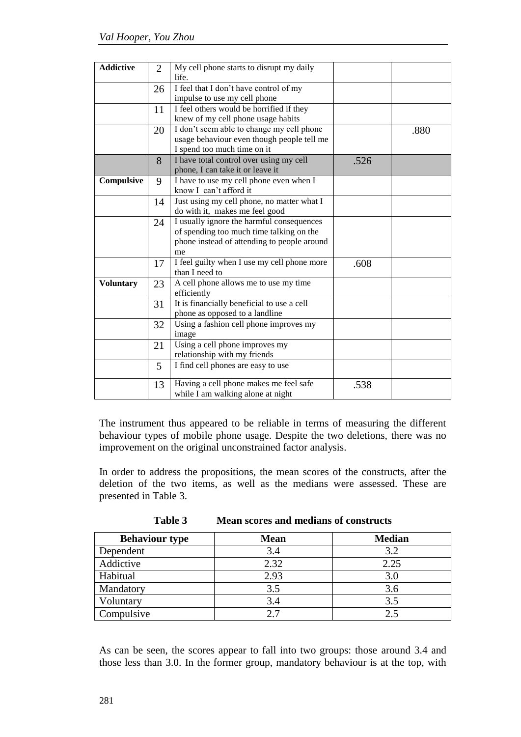| Addictive | 2 | My cell phone starts to disrupt my daily life. | | |
|---|---|---|---|---|
| | 26 | I feel that I don't have control of my impulse to use my cell phone | | |
| | 11 | I feel others would be horrified if they knew of my cell phone usage habits | | |
| | 20 | I don't seem able to change my cell phone usage behaviour even though people tell me I spend too much time on it | | .880 |
| | 8 | I have total control over using my cell phone, I can take it or leave it | .526 | |
| Compulsive | 9 | I have to use my cell phone even when I know I can't afford it | | |
| | 14 | Just using my cell phone, no matter what I do with it, makes me feel good | | |
| | 24 | I usually ignore the harmful consequences of spending too much time talking on the phone instead of attending to people around me | | |
| | 17 | I feel guilty when I use my cell phone more than I need to | .608 | |
| Voluntary | 23 | A cell phone allows me to use my time efficiently | | |
| | 31 | It is financially beneficial to use a cell phone as opposed to a landline | | |
| | 32 | Using a fashion cell phone improves my image | | |
| | 21 | Using a cell phone improves my relationship with my friends | | |
| | 5 | I find cell phones are easy to use | | |
| | 13 | Having a cell phone makes me feel safe while I am walking alone at night | .538 | |

The instrument thus appeared to be reliable in terms of measuring the different behaviour types of mobile phone usage. Despite the two deletions, there was no improvement on the original unconstrained factor analysis.

In order to address the propositions, the mean scores of the constructs, after the deletion of the two items, as well as the medians were assessed. These are presented in Table 3.

**Table 3 Mean scores and medians of constructs**

| Behaviour type | Mean | Median |
|---|---|---|
| Dependent | 3.4 | 3.2 |
| Addictive | 2.32 | 2.25 |
| Habitual | 2.93 | 3.0 |
| Mandatory | 3.5 | 3.6 |
| Voluntary | 3.4 | 3.5 |
| Compulsive | 2.7 | 2.5 |

As can be seen, the scores appear to fall into two groups: those around 3.4 and those less than 3.0. In the former group, mandatory behaviour is at the top, with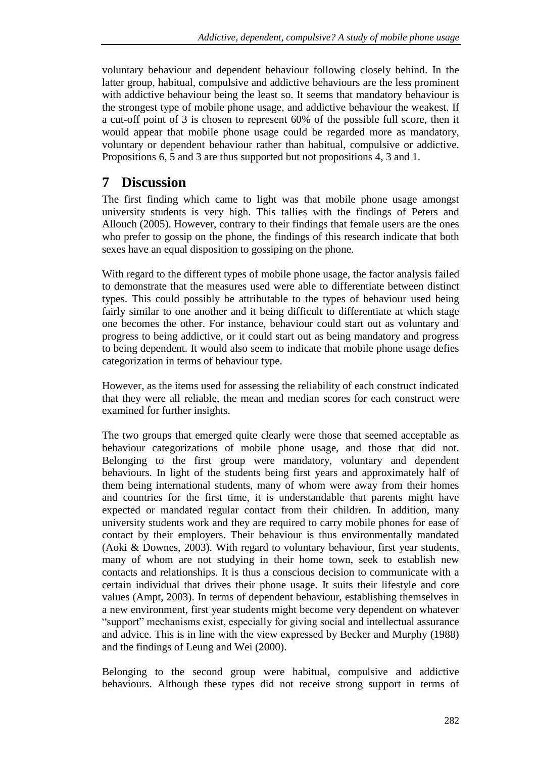voluntary behaviour and dependent behaviour following closely behind. In the latter group, habitual, compulsive and addictive behaviours are the less prominent with addictive behaviour being the least so. It seems that mandatory behaviour is the strongest type of mobile phone usage, and addictive behaviour the weakest. If a cut-off point of 3 is chosen to represent 60% of the possible full score, then it would appear that mobile phone usage could be regarded more as mandatory, voluntary or dependent behaviour rather than habitual, compulsive or addictive. Propositions 6, 5 and 3 are thus supported but not propositions 4, 3 and 1.

# 7 Discussion

The first finding which came to light was that mobile phone usage amongst university students is very high. This tallies with the findings of Peters and Allouch (2005). However, contrary to their findings that female users are the ones who prefer to gossip on the phone, the findings of this research indicate that both sexes have an equal disposition to gossiping on the phone.

With regard to the different types of mobile phone usage, the factor analysis failed to demonstrate that the measures used were able to differentiate between distinct types. This could possibly be attributable to the types of behaviour used being fairly similar to one another and it being difficult to differentiate at which stage one becomes the other. For instance, behaviour could start out as voluntary and progress to being addictive, or it could start out as being mandatory and progress to being dependent. It would also seem to indicate that mobile phone usage defies categorization in terms of behaviour type.

However, as the items used for assessing the reliability of each construct indicated that they were all reliable, the mean and median scores for each construct were examined for further insights.

The two groups that emerged quite clearly were those that seemed acceptable as behaviour categorizations of mobile phone usage, and those that did not. Belonging to the first group were mandatory, voluntary and dependent behaviours. In light of the students being first years and approximately half of them being international students, many of whom were away from their homes and countries for the first time, it is understandable that parents might have expected or mandated regular contact from their children. In addition, many university students work and they are required to carry mobile phones for ease of contact by their employers. Their behaviour is thus environmentally mandated (Aoki & Downes, 2003). With regard to voluntary behaviour, first year students, many of whom are not studying in their home town, seek to establish new contacts and relationships. It is thus a conscious decision to communicate with a certain individual that drives their phone usage. It suits their lifestyle and core values (Ampt, 2003). In terms of dependent behaviour, establishing themselves in a new environment, first year students might become very dependent on whatever "support" mechanisms exist, especially for giving social and intellectual assurance and advice. This is in line with the view expressed by Becker and Murphy (1988) and the findings of Leung and Wei (2000).

Belonging to the second group were habitual, compulsive and addictive behaviours. Although these types did not receive strong support in terms of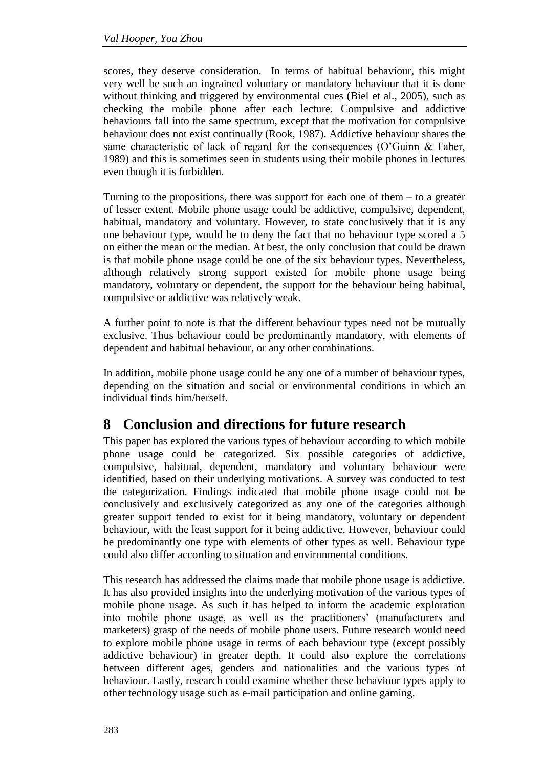scores, they deserve consideration. In terms of habitual behaviour, this might very well be such an ingrained voluntary or mandatory behaviour that it is done without thinking and triggered by environmental cues (Biel et al., 2005), such as checking the mobile phone after each lecture. Compulsive and addictive behaviours fall into the same spectrum, except that the motivation for compulsive behaviour does not exist continually (Rook, 1987). Addictive behaviour shares the same characteristic of lack of regard for the consequences (O'Guinn & Faber, 1989) and this is sometimes seen in students using their mobile phones in lectures even though it is forbidden.

Turning to the propositions, there was support for each one of them – to a greater of lesser extent. Mobile phone usage could be addictive, compulsive, dependent, habitual, mandatory and voluntary. However, to state conclusively that it is any one behaviour type, would be to deny the fact that no behaviour type scored a 5 on either the mean or the median. At best, the only conclusion that could be drawn is that mobile phone usage could be one of the six behaviour types. Nevertheless, although relatively strong support existed for mobile phone usage being mandatory, voluntary or dependent, the support for the behaviour being habitual, compulsive or addictive was relatively weak.

A further point to note is that the different behaviour types need not be mutually exclusive. Thus behaviour could be predominantly mandatory, with elements of dependent and habitual behaviour, or any other combinations.

In addition, mobile phone usage could be any one of a number of behaviour types, depending on the situation and social or environmental conditions in which an individual finds him/herself.

## 8 Conclusion and directions for future research

This paper has explored the various types of behaviour according to which mobile phone usage could be categorized. Six possible categories of addictive, compulsive, habitual, dependent, mandatory and voluntary behaviour were identified, based on their underlying motivations. A survey was conducted to test the categorization. Findings indicated that mobile phone usage could not be conclusively and exclusively categorized as any one of the categories although greater support tended to exist for it being mandatory, voluntary or dependent behaviour, with the least support for it being addictive. However, behaviour could be predominantly one type with elements of other types as well. Behaviour type could also differ according to situation and environmental conditions.

This research has addressed the claims made that mobile phone usage is addictive. It has also provided insights into the underlying motivation of the various types of mobile phone usage. As such it has helped to inform the academic exploration into mobile phone usage, as well as the practitioners' (manufacturers and marketers) grasp of the needs of mobile phone users. Future research would need to explore mobile phone usage in terms of each behaviour type (except possibly addictive behaviour) in greater depth. It could also explore the correlations between different ages, genders and nationalities and the various types of behaviour. Lastly, research could examine whether these behaviour types apply to other technology usage such as e-mail participation and online gaming.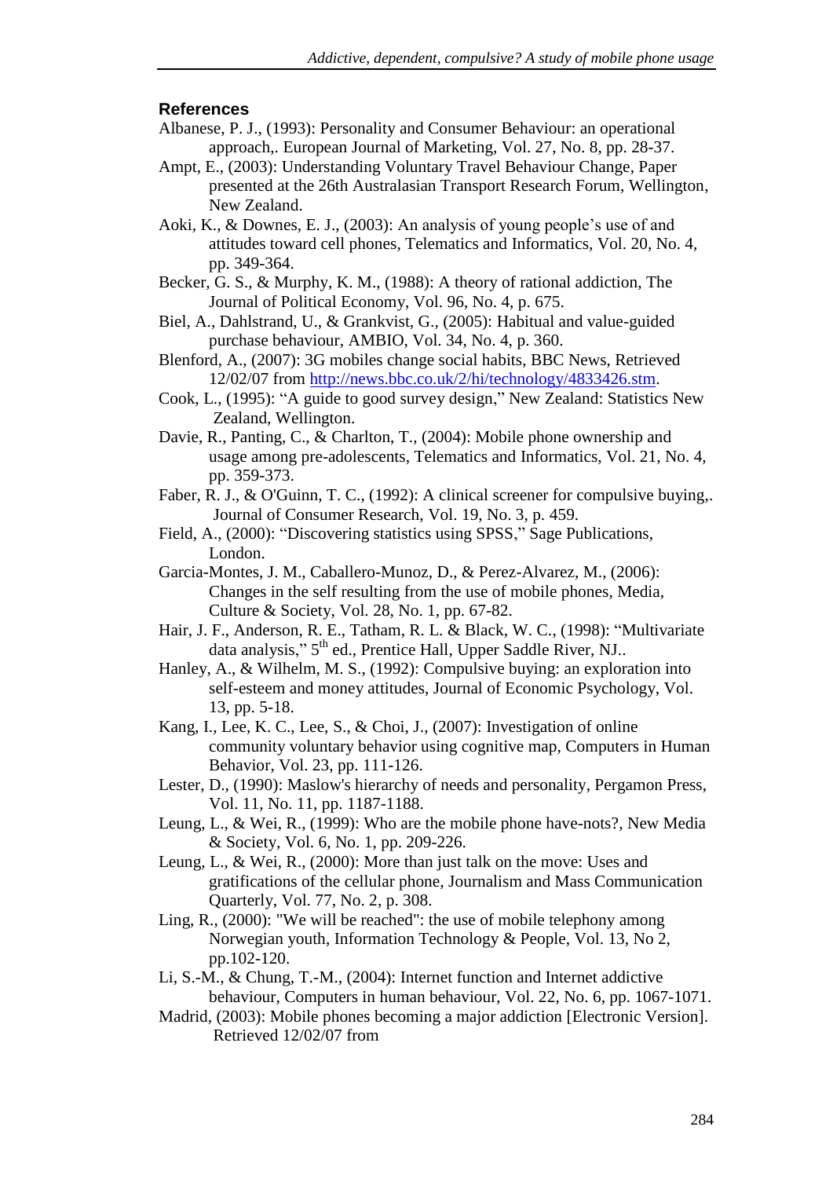## References

Albanese, P. J., (1993): Personality and Consumer Behaviour: an operational approach,. European Journal of Marketing, Vol. 27, No. 8, pp. 28-37.

Ampt, E., (2003): Understanding Voluntary Travel Behaviour Change, Paper presented at the 26th Australasian Transport Research Forum, Wellington, New Zealand.

Aoki, K., & Downes, E. J., (2003): An analysis of young people's use of and attitudes toward cell phones, Telematics and Informatics, Vol. 20, No. 4, pp. 349-364.

Becker, G. S., & Murphy, K. M., (1988): A theory of rational addiction, The Journal of Political Economy, Vol. 96, No. 4, p. 675.

Biel, A., Dahlstrand, U., & Grankvist, G., (2005): Habitual and value-guided purchase behaviour, AMBIO, Vol. 34, No. 4, p. 360.

Blenford, A., (2007): 3G mobiles change social habits, BBC News, Retrieved 12/02/07 from http://news.bbc.co.uk/2/hi/technology/4833426.stm.

Cook, L., (1995): "A guide to good survey design," New Zealand: Statistics New Zealand, Wellington.

Davie, R., Panting, C., & Charlton, T., (2004): Mobile phone ownership and usage among pre-adolescents, Telematics and Informatics, Vol. 21, No. 4, pp. 359-373.

Faber, R. J., & O'Guinn, T. C., (1992): A clinical screener for compulsive buying,. Journal of Consumer Research, Vol. 19, No. 3, p. 459.

Field, A., (2000): "Discovering statistics using SPSS," Sage Publications, London.

Garcia-Montes, J. M., Caballero-Munoz, D., & Perez-Alvarez, M., (2006): Changes in the self resulting from the use of mobile phones, Media, Culture & Society, Vol. 28, No. 1, pp. 67-82.

Hair, J. F., Anderson, R. E., Tatham, R. L. & Black, W. C., (1998): "Multivariate data analysis," 5th ed., Prentice Hall, Upper Saddle River, NJ..

Hanley, A., & Wilhelm, M. S., (1992): Compulsive buying: an exploration into self-esteem and money attitudes, Journal of Economic Psychology, Vol. 13, pp. 5-18.

Kang, I., Lee, K. C., Lee, S., & Choi, J., (2007): Investigation of online community voluntary behavior using cognitive map, Computers in Human Behavior, Vol. 23, pp. 111-126.

Lester, D., (1990): Maslow's hierarchy of needs and personality, Pergamon Press, Vol. 11, No. 11, pp. 1187-1188.

Leung, L., & Wei, R., (1999): Who are the mobile phone have-nots?, New Media & Society, Vol. 6, No. 1, pp. 209-226.

Leung, L., & Wei, R., (2000): More than just talk on the move: Uses and gratifications of the cellular phone, Journalism and Mass Communication Quarterly, Vol. 77, No. 2, p. 308.

Ling, R., (2000): "We will be reached": the use of mobile telephony among Norwegian youth, Information Technology & People, Vol. 13, No 2, pp.102-120.

Li, S.-M., & Chung, T.-M., (2004): Internet function and Internet addictive behaviour, Computers in human behaviour, Vol. 22, No. 6, pp. 1067-1071.

Madrid, (2003): Mobile phones becoming a major addiction [Electronic Version]. Retrieved 12/02/07 from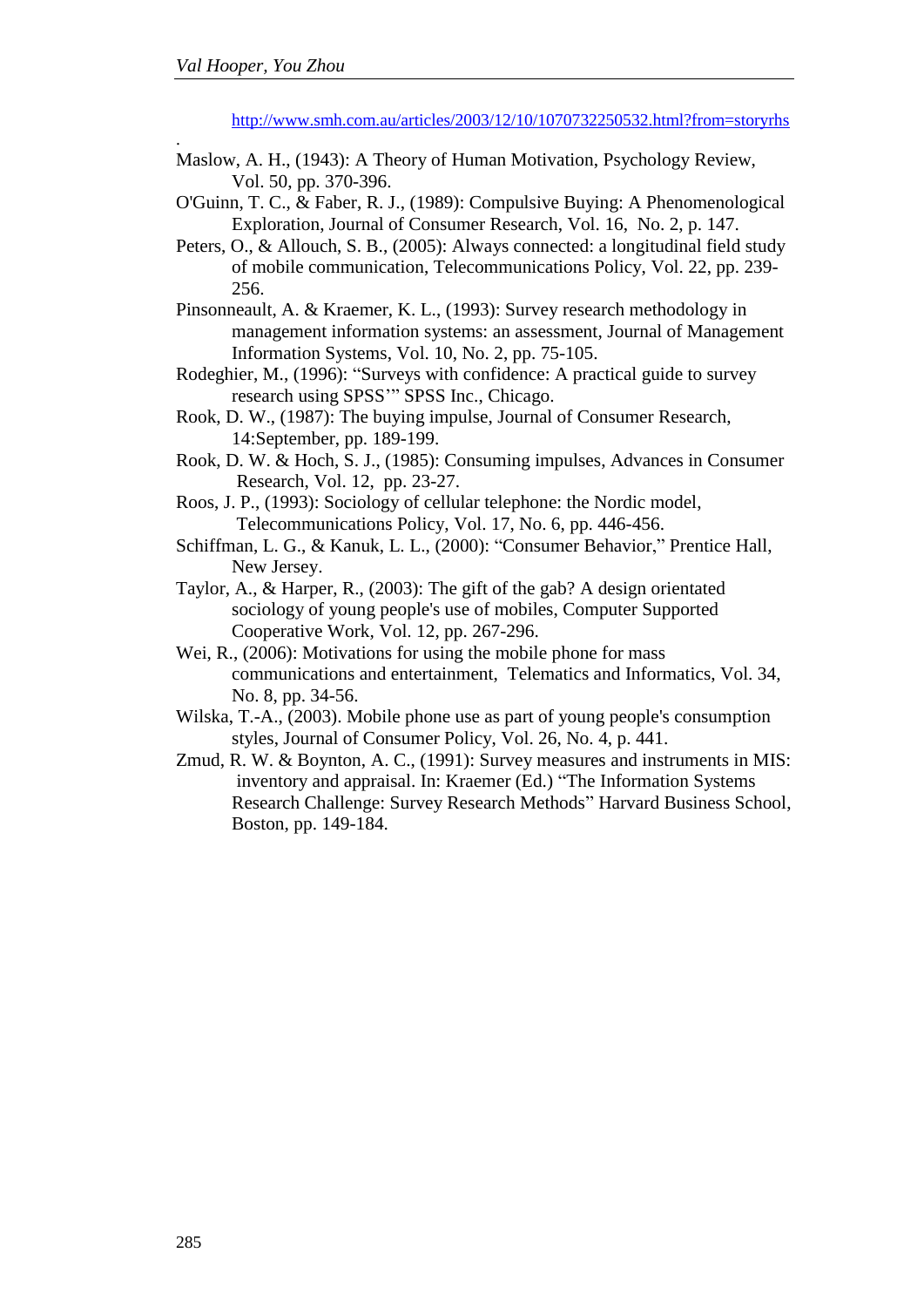http://www.smh.com.au/articles/2003/12/10/1070732250532.html?from=storyrhs

.

Maslow, A. H., (1943): A Theory of Human Motivation, Psychology Review, Vol. 50, pp. 370-396.

O'Guinn, T. C., & Faber, R. J., (1989): Compulsive Buying: A Phenomenological Exploration, Journal of Consumer Research, Vol. 16, No. 2, p. 147.

Peters, O., & Allouch, S. B., (2005): Always connected: a longitudinal field study of mobile communication, Telecommunications Policy, Vol. 22, pp. 239-256.

Pinsonneault, A. & Kraemer, K. L., (1993): Survey research methodology in management information systems: an assessment, Journal of Management Information Systems, Vol. 10, No. 2, pp. 75-105.

Rodeghier, M., (1996): "Surveys with confidence: A practical guide to survey research using SPSS'" SPSS Inc., Chicago.

Rook, D. W., (1987): The buying impulse, Journal of Consumer Research, 14:September, pp. 189-199.

Rook, D. W. & Hoch, S. J., (1985): Consuming impulses, Advances in Consumer Research, Vol. 12, pp. 23-27.

Roos, J. P., (1993): Sociology of cellular telephone: the Nordic model, Telecommunications Policy, Vol. 17, No. 6, pp. 446-456.

Schiffman, L. G., & Kanuk, L. L., (2000): "Consumer Behavior," Prentice Hall, New Jersey.

Taylor, A., & Harper, R., (2003): The gift of the gab? A design orientated sociology of young people's use of mobiles, Computer Supported Cooperative Work, Vol. 12, pp. 267-296.

Wei, R., (2006): Motivations for using the mobile phone for mass communications and entertainment, Telematics and Informatics, Vol. 34, No. 8, pp. 34-56.

Wilska, T.-A., (2003). Mobile phone use as part of young people's consumption styles, Journal of Consumer Policy, Vol. 26, No. 4, p. 441.

Zmud, R. W. & Boynton, A. C., (1991): Survey measures and instruments in MIS: inventory and appraisal. In: Kraemer (Ed.) "The Information Systems Research Challenge: Survey Research Methods" Harvard Business School, Boston, pp. 149-184.